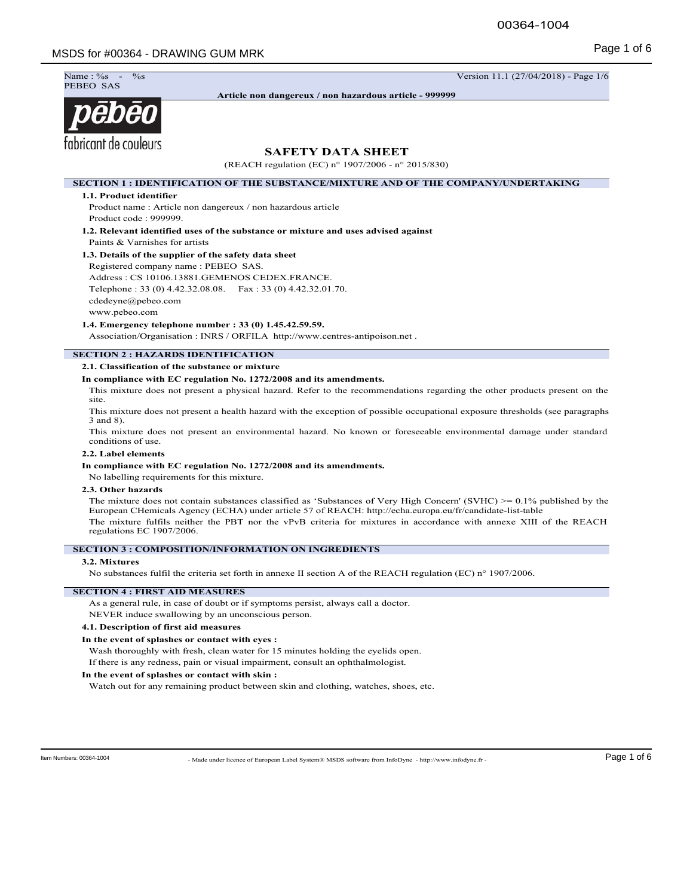Name : %s - %s
PEBEO SAS

Version 11.1 (27/04/2018) - Page 1/6

**Article non dangereux / non hazardous article - 999999**

pēbēo
fabricant de couleurs

# SAFETY DATA SHEET

(REACH regulation (EC) n° 1907/2006 - n° 2015/830)

## SECTION 1 : IDENTIFICATION OF THE SUBSTANCE/MIXTURE AND OF THE COMPANY/UNDERTAKING

### 1.1. Product identifier

Product name : Article non dangereux / non hazardous article
Product code : 999999.

### 1.2. Relevant identified uses of the substance or mixture and uses advised against

Paints & Varnishes for artists

### 1.3. Details of the supplier of the safety data sheet

Registered company name : PEBEO SAS.
Address : CS 10106.13881.GEMENOS CEDEX.FRANCE.
Telephone : 33 (0) 4.42.32.08.08. Fax : 33 (0) 4.42.32.01.70.
cdedeyne@pebeo.com
www.pebeo.com

### 1.4. Emergency telephone number : 33 (0) 1.45.42.59.59.

Association/Organisation : INRS / ORFILA http://www.centres-antipoison.net .

## SECTION 2 : HAZARDS IDENTIFICATION

### 2.1. Classification of the substance or mixture

**In compliance with EC regulation No. 1272/2008 and its amendments.**

This mixture does not present a physical hazard. Refer to the recommendations regarding the other products present on the site.

This mixture does not present a health hazard with the exception of possible occupational exposure thresholds (see paragraphs 3 and 8).

This mixture does not present an environmental hazard. No known or foreseeable environmental damage under standard conditions of use.

### 2.2. Label elements

**In compliance with EC regulation No. 1272/2008 and its amendments.**

No labelling requirements for this mixture.

### 2.3. Other hazards

The mixture does not contain substances classified as 'Substances of Very High Concern' (SVHC) >= 0.1% published by the European CHemicals Agency (ECHA) under article 57 of REACH: http://echa.europa.eu/fr/candidate-list-table

The mixture fulfils neither the PBT nor the vPvB criteria for mixtures in accordance with annexe XIII of the REACH regulations EC 1907/2006.

## SECTION 3 : COMPOSITION/INFORMATION ON INGREDIENTS

### 3.2. Mixtures

No substances fulfil the criteria set forth in annexe II section A of the REACH regulation (EC) n° 1907/2006.

## SECTION 4 : FIRST AID MEASURES

As a general rule, in case of doubt or if symptoms persist, always call a doctor.
NEVER induce swallowing by an unconscious person.

### 4.1. Description of first aid measures

**In the event of splashes or contact with eyes :**

Wash thoroughly with fresh, clean water for 15 minutes holding the eyelids open.
If there is any redness, pain or visual impairment, consult an ophthalmologist.

**In the event of splashes or contact with skin :**

Watch out for any remaining product between skin and clothing, watches, shoes, etc.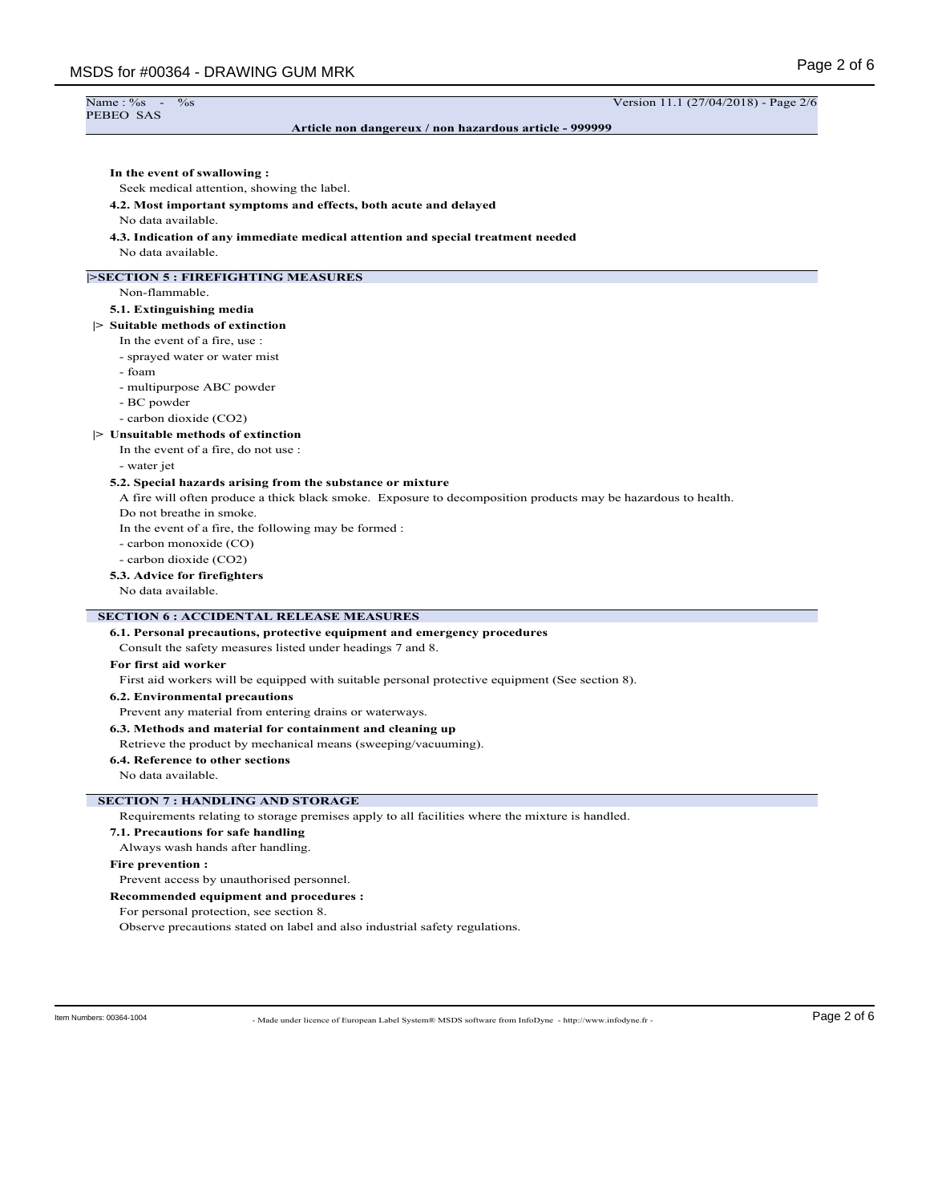**In the event of swallowing :**

Seek medical attention, showing the label.

**4.2. Most important symptoms and effects, both acute and delayed**

No data available.

**4.3. Indication of any immediate medical attention and special treatment needed**

No data available.

## |>SECTION 5 : FIREFIGHTING MEASURES

Non-flammable.

**5.1. Extinguishing media**

**|> Suitable methods of extinction**

In the event of a fire, use :

- sprayed water or water mist
- foam
- multipurpose ABC powder
- BC powder
- carbon dioxide ($CO_2$)

**|> Unsuitable methods of extinction**

In the event of a fire, do not use :

- water jet

**5.2. Special hazards arising from the substance or mixture**

A fire will often produce a thick black smoke. Exposure to decomposition products may be hazardous to health.

Do not breathe in smoke.

In the event of a fire, the following may be formed :

- carbon monoxide (CO)
- carbon dioxide ($CO_2$)

**5.3. Advice for firefighters**

No data available.

## SECTION 6 : ACCIDENTAL RELEASE MEASURES

**6.1. Personal precautions, protective equipment and emergency procedures**

Consult the safety measures listed under headings 7 and 8.

**For first aid worker**

First aid workers will be equipped with suitable personal protective equipment (See section 8).

**6.2. Environmental precautions**

Prevent any material from entering drains or waterways.

**6.3. Methods and material for containment and cleaning up**

Retrieve the product by mechanical means (sweeping/vacuuming).

**6.4. Reference to other sections**

No data available.

## SECTION 7 : HANDLING AND STORAGE

Requirements relating to storage premises apply to all facilities where the mixture is handled.

**7.1. Precautions for safe handling**

Always wash hands after handling.

**Fire prevention :**

Prevent access by unauthorised personnel.

**Recommended equipment and procedures :**

For personal protection, see section 8.

Observe precautions stated on label and also industrial safety regulations.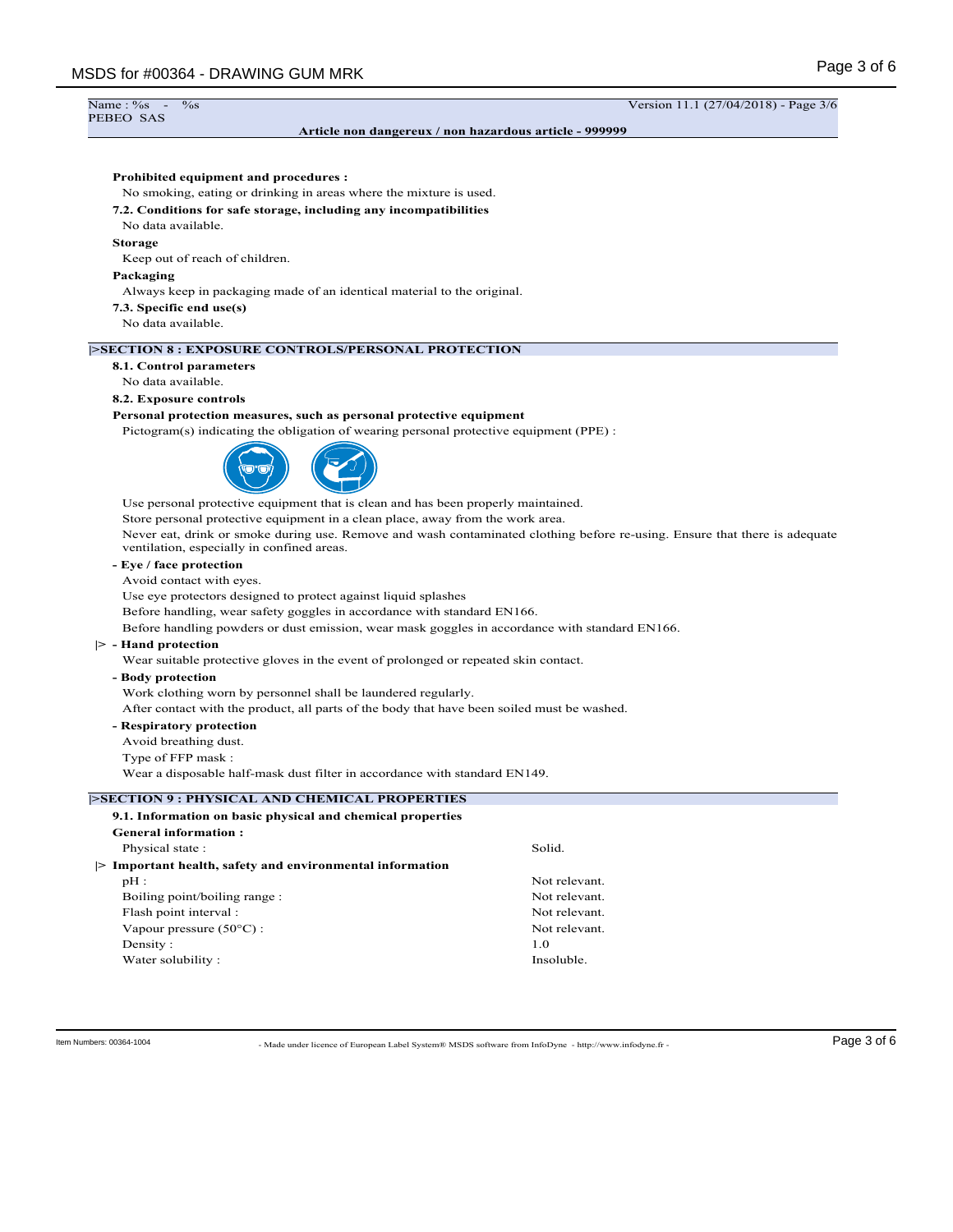Prohibited equipment and procedures :

No smoking, eating or drinking in areas where the mixture is used.

**7.2. Conditions for safe storage, including any incompatibilities**

No data available.

**Storage**

Keep out of reach of children.

**Packaging**

Always keep in packaging made of an identical material to the original.

**7.3. Specific end use(s)**

No data available.

## |>SECTION 8 : EXPOSURE CONTROLS/PERSONAL PROTECTION

**8.1. Control parameters**

No data available.

**8.2. Exposure controls**

**Personal protection measures, such as personal protective equipment**

Pictogram(s) indicating the obligation of wearing personal protective equipment (PPE) :

Use personal protective equipment that is clean and has been properly maintained.

Store personal protective equipment in a clean place, away from the work area.

Never eat, drink or smoke during use. Remove and wash contaminated clothing before re-using. Ensure that there is adequate ventilation, especially in confined areas.

**- Eye / face protection**

Avoid contact with eyes.

Use eye protectors designed to protect against liquid splashes

Before handling, wear safety goggles in accordance with standard EN166.

Before handling powders or dust emission, wear mask goggles in accordance with standard EN166.

|> **- Hand protection**

Wear suitable protective gloves in the event of prolonged or repeated skin contact.

**- Body protection**

Work clothing worn by personnel shall be laundered regularly.

After contact with the product, all parts of the body that have been soiled must be washed.

**- Respiratory protection**

Avoid breathing dust.

Type of FFP mask :

Wear a disposable half-mask dust filter in accordance with standard EN149.

## |>SECTION 9 : PHYSICAL AND CHEMICAL PROPERTIES

**9.1. Information on basic physical and chemical properties**

**General information :**

| | |
|---|---|
| Physical state : | Solid. |

|> **Important health, safety and environmental information**

| | |
|---|---|
| pH : | Not relevant. |
| Boiling point/boiling range : | Not relevant. |
| Flash point interval : | Not relevant. |
| Vapour pressure (50°C) : | Not relevant. |
| Density : | 1.0 |
| Water solubility : | Insoluble. |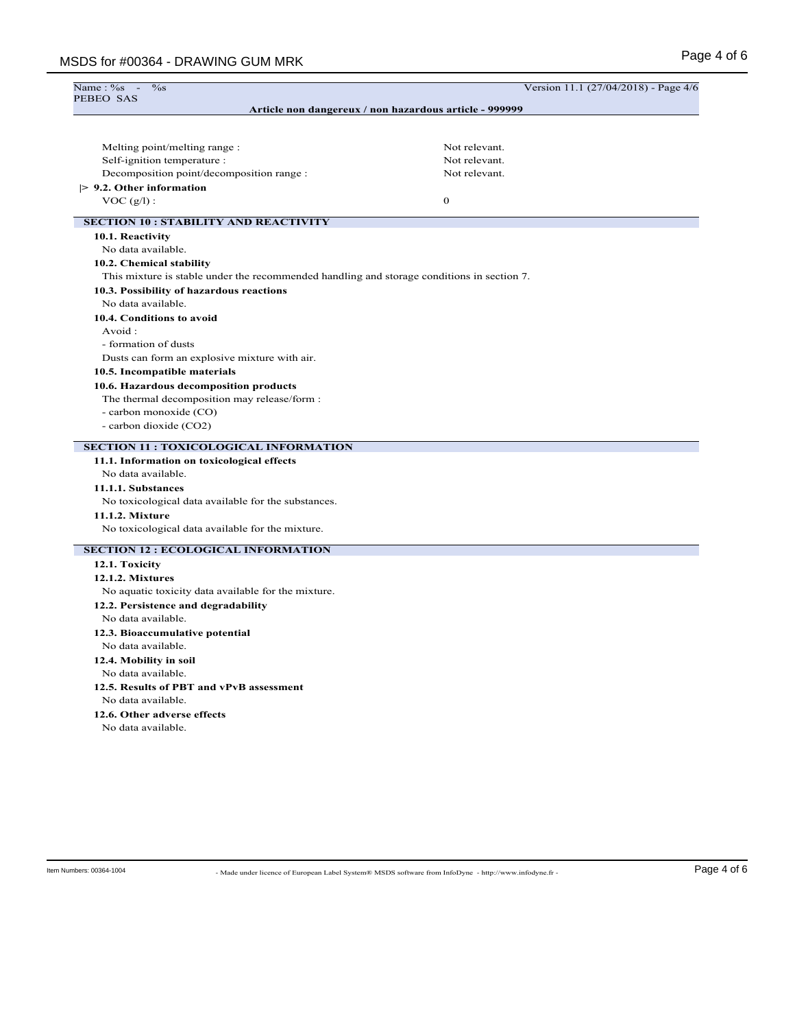| | |
|---|---|
| Melting point/melting range : | Not relevant. |
| Self-ignition temperature : | Not relevant. |
| Decomposition point/decomposition range : | Not relevant. |

**|> 9.2. Other information**

| | |
|---|---|
| VOC (g/l) : | 0 |

## SECTION 10 : STABILITY AND REACTIVITY

**10.1. Reactivity**

No data available.

**10.2. Chemical stability**

This mixture is stable under the recommended handling and storage conditions in section 7.

**10.3. Possibility of hazardous reactions**

No data available.

**10.4. Conditions to avoid**

Avoid :

- formation of dusts

Dusts can form an explosive mixture with air.

**10.5. Incompatible materials**

**10.6. Hazardous decomposition products**

The thermal decomposition may release/form :

- carbon monoxide (CO)
- carbon dioxide ($CO_2$)

## SECTION 11 : TOXICOLOGICAL INFORMATION

**11.1. Information on toxicological effects**

No data available.

**11.1.1. Substances**

No toxicological data available for the substances.

**11.1.2. Mixture**

No toxicological data available for the mixture.

## SECTION 12 : ECOLOGICAL INFORMATION

**12.1. Toxicity**

**12.1.2. Mixtures**

No aquatic toxicity data available for the mixture.

**12.2. Persistence and degradability**

No data available.

**12.3. Bioaccumulative potential**

No data available.

**12.4. Mobility in soil**

No data available.

**12.5. Results of PBT and vPvB assessment**

No data available.

**12.6. Other adverse effects**

No data available.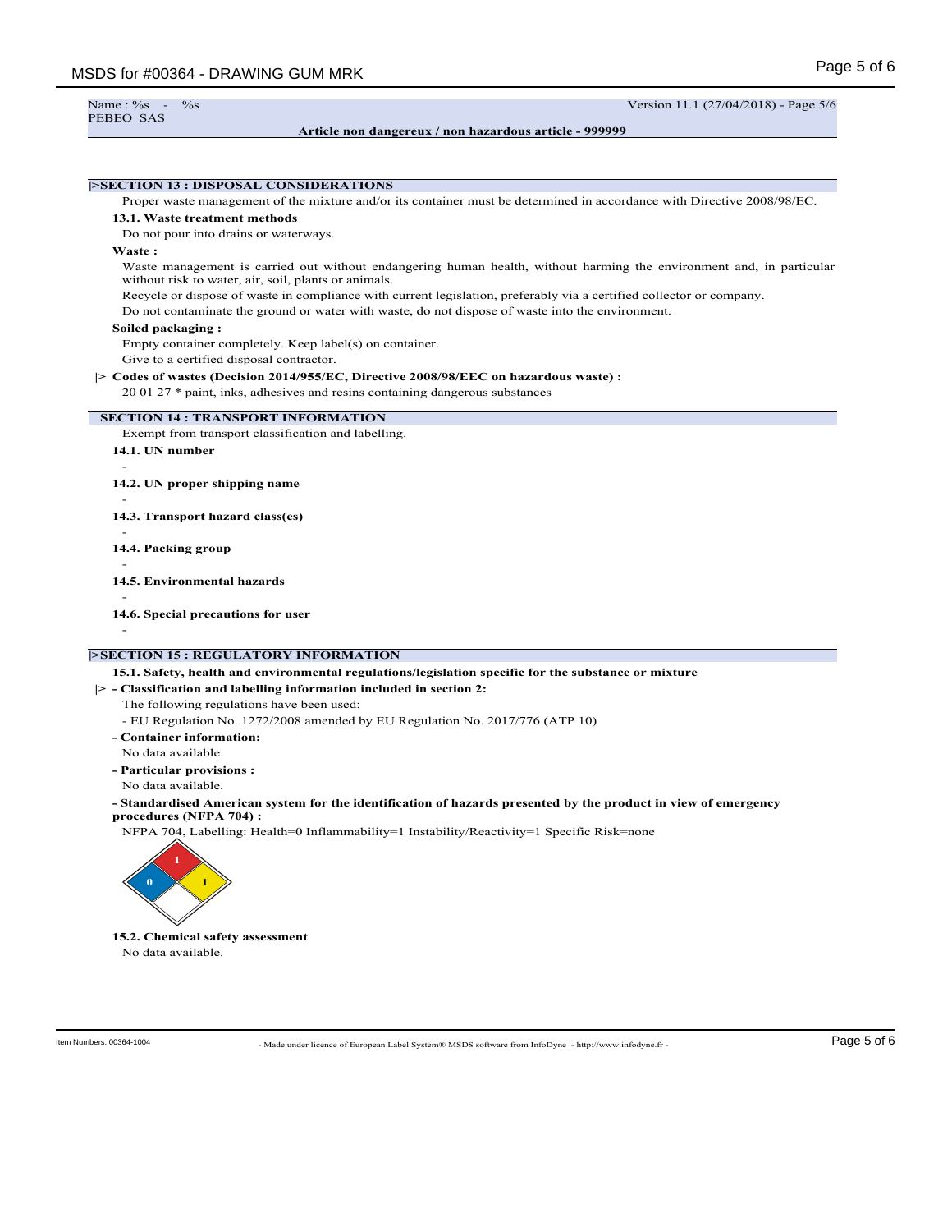Name : %s - %s
PEBEO SAS

Version 11.1 (27/04/2018) - Page 5/6

**Article non dangereux / non hazardous article - 999999**

## |>SECTION 13 : DISPOSAL CONSIDERATIONS

Proper waste management of the mixture and/or its container must be determined in accordance with Directive 2008/98/EC.

### 13.1. Waste treatment methods

Do not pour into drains or waterways.

**Waste :**

Waste management is carried out without endangering human health, without harming the environment and, in particular without risk to water, air, soil, plants or animals.

Recycle or dispose of waste in compliance with current legislation, preferably via a certified collector or company.

Do not contaminate the ground or water with waste, do not dispose of waste into the environment.

**Soiled packaging :**

Empty container completely. Keep label(s) on container.

Give to a certified disposal contractor.

**|> Codes of wastes (Decision 2014/955/EC, Directive 2008/98/EEC on hazardous waste) :**

20 01 27 * paint, inks, adhesives and resins containing dangerous substances

## SECTION 14 : TRANSPORT INFORMATION

Exempt from transport classification and labelling.

### 14.1. UN number

-

### 14.2. UN proper shipping name

-

### 14.3. Transport hazard class(es)

-

### 14.4. Packing group

-

### 14.5. Environmental hazards

-

### 14.6. Special precautions for user

-

## |>SECTION 15 : REGULATORY INFORMATION

### 15.1. Safety, health and environmental regulations/legislation specific for the substance or mixture

**|> - Classification and labelling information included in section 2:**

The following regulations have been used:

- EU Regulation No. 1272/2008 amended by EU Regulation No. 2017/776 (ATP 10)

**- Container information:**

No data available.

**- Particular provisions :**

No data available.

**- Standardised American system for the identification of hazards presented by the product in view of emergency procedures (NFPA 704) :**

NFPA 704, Labelling: Health=0 Inflammability=1 Instability/Reactivity=1 Specific Risk=none

### 15.2. Chemical safety assessment

No data available.

Item Numbers: 00364-1004

- Made under licence of European Label System® MSDS software from InfoDyne - http://www.infodyne.fr -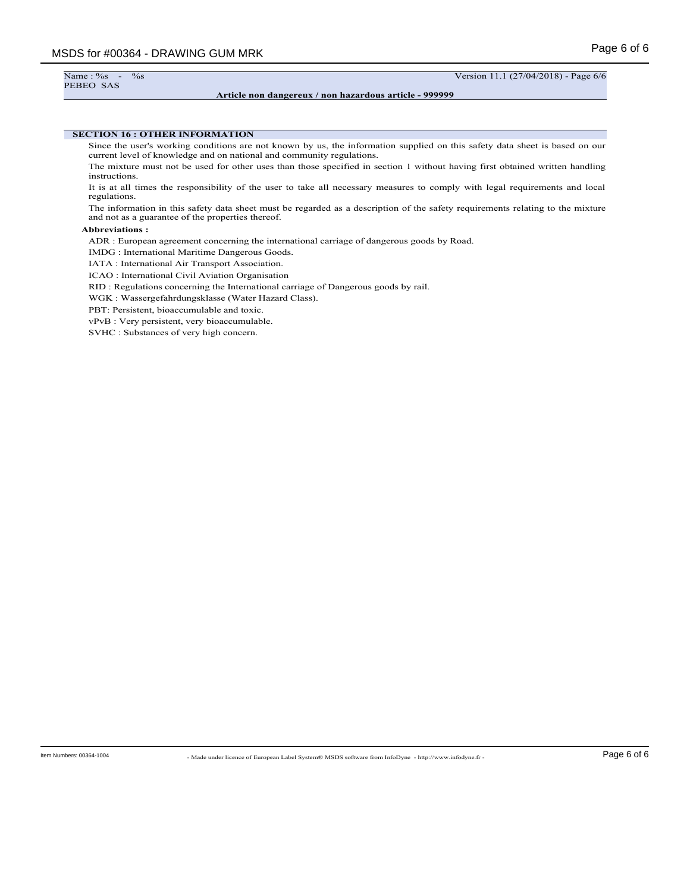## SECTION 16 : OTHER INFORMATION

Since the user's working conditions are not known by us, the information supplied on this safety data sheet is based on our current level of knowledge and on national and community regulations.

The mixture must not be used for other uses than those specified in section 1 without having first obtained written handling instructions.

It is at all times the responsibility of the user to take all necessary measures to comply with legal requirements and local regulations.

The information in this safety data sheet must be regarded as a description of the safety requirements relating to the mixture and not as a guarantee of the properties thereof.

**Abbreviations :**

ADR : European agreement concerning the international carriage of dangerous goods by Road.

IMDG : International Maritime Dangerous Goods.

IATA : International Air Transport Association.

ICAO : International Civil Aviation Organisation

RID : Regulations concerning the International carriage of Dangerous goods by rail.

WGK : Wassergefahrdungsklasse (Water Hazard Class).

PBT: Persistent, bioaccumulable and toxic.

vPvB : Very persistent, very bioaccumulable.

SVHC : Substances of very high concern.